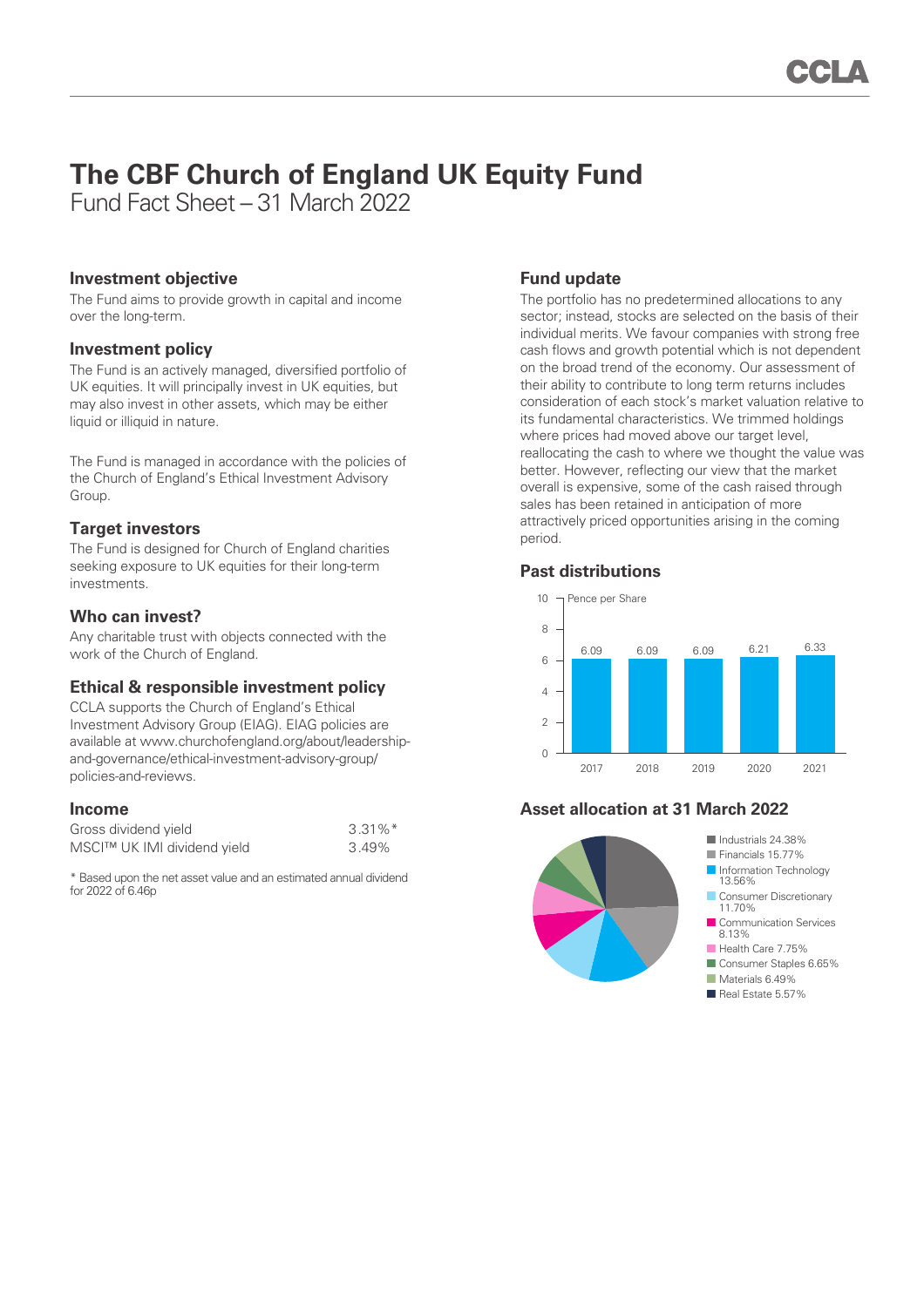# The CBF Church of England UK Equity Fund

Fund Fact Sheet – 31 March 2022

## Investment objective

The Fund aims to provide growth in capital and income over the long-term.

## Investment policy

The Fund is an actively managed, diversified portfolio of UK equities. It will principally invest in UK equities, but may also invest in other assets, which may be either liquid or illiquid in nature.

The Fund is managed in accordance with the policies of the Church of England's Ethical Investment Advisory Group.

## Target investors

The Fund is designed for Church of England charities seeking exposure to UK equities for their long-term investments.

## Who can invest?

Any charitable trust with objects connected with the work of the Church of England.

## Ethical & responsible investment policy

CCLA supports the Church of England's Ethical Investment Advisory Group (EIAG). EIAG policies are available at www.churchofengland.org/about/leadership-and-governance/ethical-investment-advisory-group/policies-and-reviews.

## Income

| | |
|---|---|
| Gross dividend yield | 3.31%* |
| MSCI™ UK IMI dividend yield | 3.49% |

* Based upon the net asset value and an estimated annual dividend for 2022 of 6.46p

## Fund update

The portfolio has no predetermined allocations to any sector; instead, stocks are selected on the basis of their individual merits. We favour companies with strong free cash flows and growth potential which is not dependent on the broad trend of the economy. Our assessment of their ability to contribute to long term returns includes consideration of each stock's market valuation relative to its fundamental characteristics. We trimmed holdings where prices had moved above our target level, reallocating the cash to where we thought the value was better. However, reflecting our view that the market overall is expensive, some of the cash raised through sales has been retained in anticipation of more attractively priced opportunities arising in the coming period.

## Past distributions

Pence per Share

| Year | Pence per Share |
|---|---|
| 2017 | 6.09 |
| 2018 | 6.09 |
| 2019 | 6.09 |
| 2020 | 6.21 |
| 2021 | 6.33 |

## Asset allocation at 31 March 2022

| Sector | Allocation |
|---|---|
| Industrials | 24.38% |
| Financials | 15.77% |
| Information Technology | 13.56% |
| Consumer Discretionary | 11.70% |
| Communication Services | 8.13% |
| Health Care | 7.75% |
| Consumer Staples | 6.65% |
| Materials | 6.49% |
| Real Estate | 5.57% |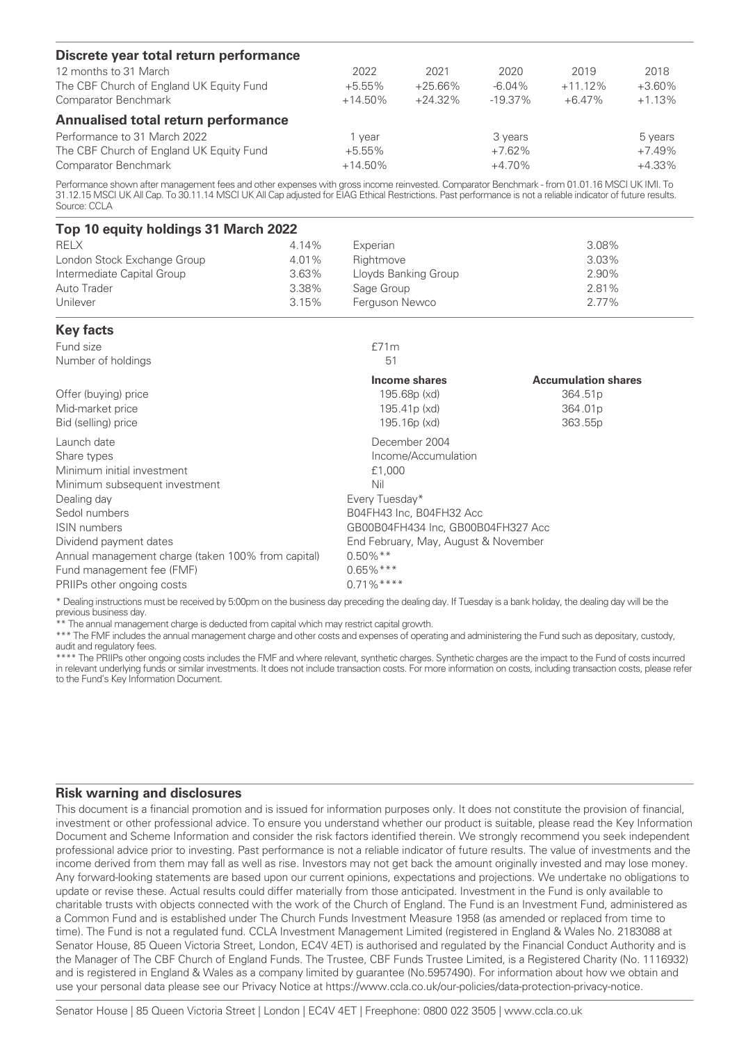## Discrete year total return performance

| 12 months to 31 March | 2022 | 2021 | 2020 | 2019 | 2018 |
|---|---|---|---|---|---|
| The CBF Church of England UK Equity Fund | +5.55% | +25.66% | -6.04% | +11.12% | +3.60% |
| Comparator Benchmark | +14.50% | +24.32% | -19.37% | +6.47% | +1.13% |

## Annualised total return performance

| Performance to 31 March 2022 | 1 year | 3 years | 5 years |
|---|---|---|---|
| The CBF Church of England UK Equity Fund | +5.55% | +7.62% | +7.49% |
| Comparator Benchmark | +14.50% | +4.70% | +4.33% |

Performance shown after management fees and other expenses with gross income reinvested. Comparator Benchmark - from 01.01.16 MSCI UK IMI. To 31.12.15 MSCI UK All Cap. To 30.11.14 MSCI UK All Cap adjusted for EIAG Ethical Restrictions. Past performance is not a reliable indicator of future results. Source: CCLA

## Top 10 equity holdings 31 March 2022

| | | | |
|---|---|---|---|
| RELX | 4.14% | Experian | 3.08% |
| London Stock Exchange Group | 4.01% | Rightmove | 3.03% |
| Intermediate Capital Group | 3.63% | Lloyds Banking Group | 2.90% |
| Auto Trader | 3.38% | Sage Group | 2.81% |
| Unilever | 3.15% | Ferguson Newco | 2.77% |

## Key facts

| | | |
|---|---|---|
| Fund size | £71m | |
| Number of holdings | 51 | |
| | **Income shares** | **Accumulation shares** |
| Offer (buying) price | 195.68p (xd) | 364.51p |
| Mid-market price | 195.41p (xd) | 364.01p |
| Bid (selling) price | 195.16p (xd) | 363.55p |
| Launch date | December 2004 | |
| Share types | Income/Accumulation | |
| Minimum initial investment | £1,000 | |
| Minimum subsequent investment | Nil | |
| Dealing day | Every Tuesday* | |
| Sedol numbers | B04FH43 Inc, B04FH32 Acc | |
| ISIN numbers | GB00B04FH434 Inc, GB00B04FH327 Acc | |
| Dividend payment dates | End February, May, August & November | |
| Annual management charge (taken 100% from capital) | 0.50%** | |
| Fund management fee (FMF) | 0.65%*** | |
| PRIIPs other ongoing costs | 0.71%**** | |

\* Dealing instructions must be received by 5:00pm on the business day preceding the dealing day. If Tuesday is a bank holiday, the dealing day will be the previous business day.

\*\* The annual management charge is deducted from capital which may restrict capital growth.

\*\*\* The FMF includes the annual management charge and other costs and expenses of operating and administering the Fund such as depositary, custody, audit and regulatory fees.

\*\*\*\* The PRIIPs other ongoing costs includes the FMF and where relevant, synthetic charges. Synthetic charges are the impact to the Fund of costs incurred in relevant underlying funds or similar investments. It does not include transaction costs. For more information on costs, including transaction costs, please refer to the Fund's Key Information Document.

## Risk warning and disclosures

This document is a financial promotion and is issued for information purposes only. It does not constitute the provision of financial, investment or other professional advice. To ensure you understand whether our product is suitable, please read the Key Information Document and Scheme Information and consider the risk factors identified therein. We strongly recommend you seek independent professional advice prior to investing. Past performance is not a reliable indicator of future results. The value of investments and the income derived from them may fall as well as rise. Investors may not get back the amount originally invested and may lose money. Any forward-looking statements are based upon our current opinions, expectations and projections. We undertake no obligations to update or revise these. Actual results could differ materially from those anticipated. Investment in the Fund is only available to charitable trusts with objects connected with the work of the Church of England. The Fund is an Investment Fund, administered as a Common Fund and is established under The Church Funds Investment Measure 1958 (as amended or replaced from time to time). The Fund is not a regulated fund. CCLA Investment Management Limited (registered in England & Wales No. 2183088 at Senator House, 85 Queen Victoria Street, London, EC4V 4ET) is authorised and regulated by the Financial Conduct Authority and is the Manager of The CBF Church of England Funds. The Trustee, CBF Funds Trustee Limited, is a Registered Charity (No. 1116932) and is registered in England & Wales as a company limited by guarantee (No.5957490). For information about how we obtain and use your personal data please see our Privacy Notice at https://www.ccla.co.uk/our-policies/data-protection-privacy-notice.

Senator House | 85 Queen Victoria Street | London | EC4V 4ET | Freephone: 0800 022 3505 | www.ccla.co.uk